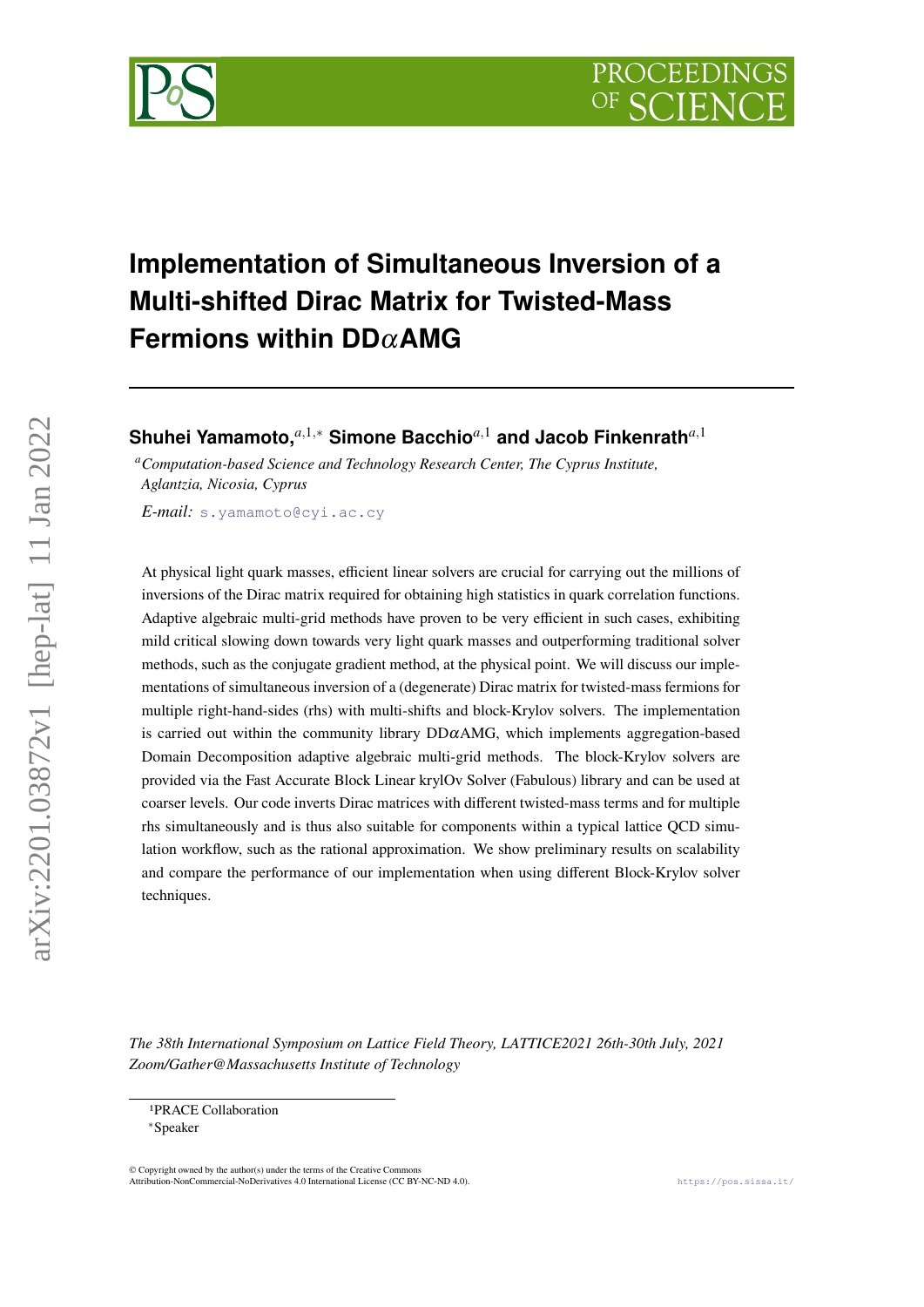# Implementation of Simultaneous Inversion of a Multi-shifted Dirac Matrix for Twisted-Mass Fermions within DD$\alpha$AMG

**Shuhei Yamamoto,**[a,1,*] **Simone Bacchio**[a,1] **and Jacob Finkenrath**[a,1]

[a]*Computation-based Science and Technology Research Center, The Cyprus Institute, Aglantzia, Nicosia, Cyprus*

*E-mail:* s.yamamoto@cyi.ac.cy

At physical light quark masses, efficient linear solvers are crucial for carrying out the millions of inversions of the Dirac matrix required for obtaining high statistics in quark correlation functions. Adaptive algebraic multi-grid methods have proven to be very efficient in such cases, exhibiting mild critical slowing down towards very light quark masses and outperforming traditional solver methods, such as the conjugate gradient method, at the physical point. We will discuss our implementations of simultaneous inversion of a (degenerate) Dirac matrix for twisted-mass fermions for multiple right-hand-sides (rhs) with multi-shifts and block-Krylov solvers. The implementation is carried out within the community library DD$\alpha$AMG, which implements aggregation-based Domain Decomposition adaptive algebraic multi-grid methods. The block-Krylov solvers are provided via the Fast Accurate Block Linear krylOv Solver (Fabulous) library and can be used at coarser levels. Our code inverts Dirac matrices with different twisted-mass terms and for multiple rhs simultaneously and is thus also suitable for components within a typical lattice QCD simulation workflow, such as the rational approximation. We show preliminary results on scalability and compare the performance of our implementation when using different Block-Krylov solver techniques.

*The 38th International Symposium on Lattice Field Theory, LATTICE2021 26th-30th July, 2021 Zoom/Gather@Massachusetts Institute of Technology*

[1]PRACE Collaboration
[*]Speaker

© Copyright owned by the author(s) under the terms of the Creative Commons Attribution-NonCommercial-NoDerivatives 4.0 International License (CC BY-NC-ND 4.0).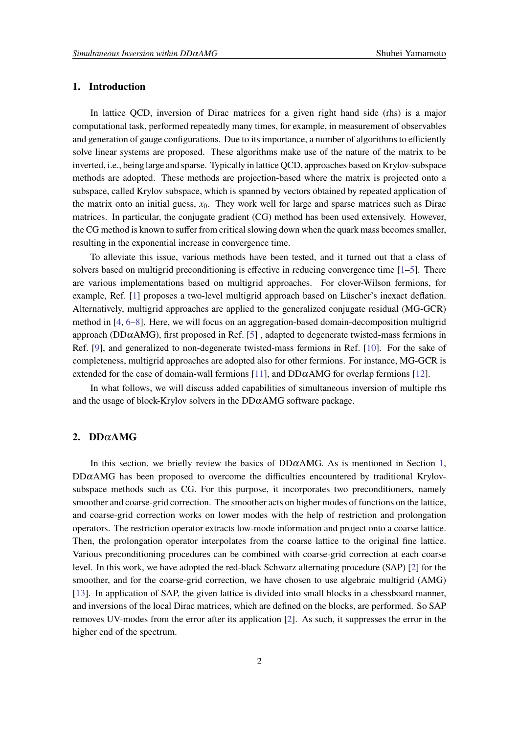## 1. Introduction

In lattice QCD, inversion of Dirac matrices for a given right hand side (rhs) is a major computational task, performed repeatedly many times, for example, in measurement of observables and generation of gauge configurations. Due to its importance, a number of algorithms to efficiently solve linear systems are proposed. These algorithms make use of the nature of the matrix to be inverted, i.e., being large and sparse. Typically in lattice QCD, approaches based on Krylov-subspace methods are adopted. These methods are projection-based where the matrix is projected onto a subspace, called Krylov subspace, which is spanned by vectors obtained by repeated application of the matrix onto an initial guess, $x_0$. They work well for large and sparse matrices such as Dirac matrices. In particular, the conjugate gradient (CG) method has been used extensively. However, the CG method is known to suffer from critical slowing down when the quark mass becomes smaller, resulting in the exponential increase in convergence time.

To alleviate this issue, various methods have been tested, and it turned out that a class of solvers based on multigrid preconditioning is effective in reducing convergence time [1–5]. There are various implementations based on multigrid approaches. For clover-Wilson fermions, for example, Ref. [1] proposes a two-level multigrid approach based on Lüscher's inexact deflation. Alternatively, multigrid approaches are applied to the generalized conjugate residual (MG-GCR) method in [4, 6–8]. Here, we will focus on an aggregation-based domain-decomposition multigrid approach (DD$\alpha$AMG), first proposed in Ref. [5] , adapted to degenerate twisted-mass fermions in Ref. [9], and generalized to non-degenerate twisted-mass fermions in Ref. [10]. For the sake of completeness, multigrid approaches are adopted also for other fermions. For instance, MG-GCR is extended for the case of domain-wall fermions [11], and DD$\alpha$AMG for overlap fermions [12].

In what follows, we will discuss added capabilities of simultaneous inversion of multiple rhs and the usage of block-Krylov solvers in the DD$\alpha$AMG software package.

## 2. DD$\alpha$AMG

In this section, we briefly review the basics of DD$\alpha$AMG. As is mentioned in Section 1, DD$\alpha$AMG has been proposed to overcome the difficulties encountered by traditional Krylov-subspace methods such as CG. For this purpose, it incorporates two preconditioners, namely smoother and coarse-grid correction. The smoother acts on higher modes of functions on the lattice, and coarse-grid correction works on lower modes with the help of restriction and prolongation operators. The restriction operator extracts low-mode information and project onto a coarse lattice. Then, the prolongation operator interpolates from the coarse lattice to the original fine lattice. Various preconditioning procedures can be combined with coarse-grid correction at each coarse level. In this work, we have adopted the red-black Schwarz alternating procedure (SAP) [2] for the smoother, and for the coarse-grid correction, we have chosen to use algebraic multigrid (AMG) [13]. In application of SAP, the given lattice is divided into small blocks in a chessboard manner, and inversions of the local Dirac matrices, which are defined on the blocks, are performed. So SAP removes UV-modes from the error after its application [2]. As such, it suppresses the error in the higher end of the spectrum.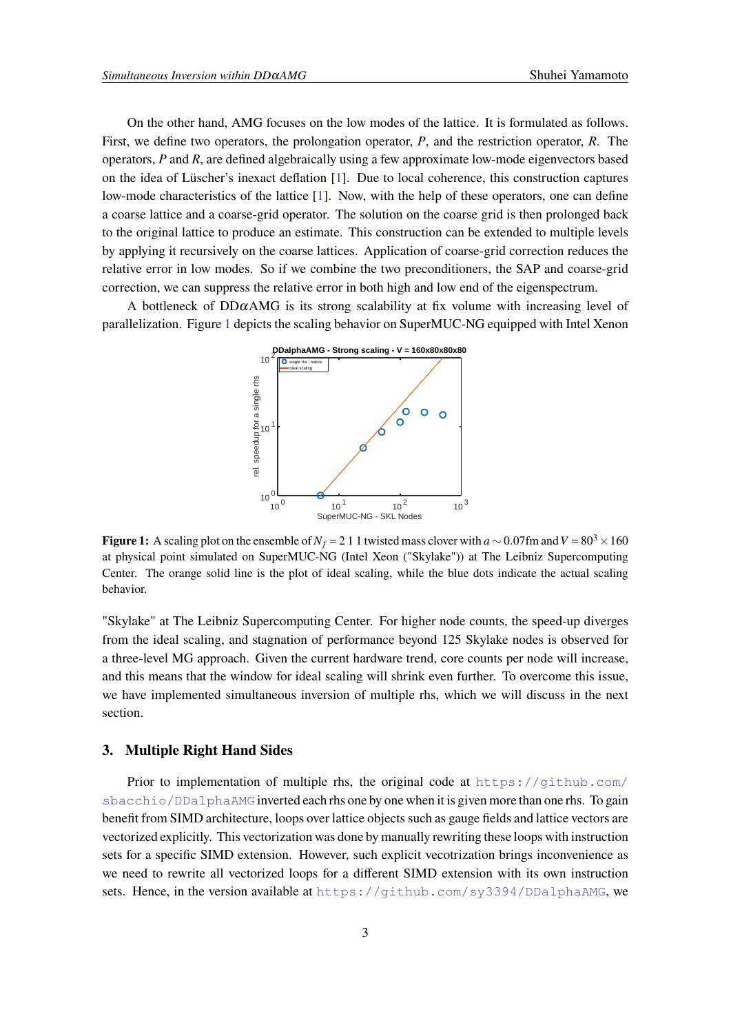On the other hand, AMG focuses on the low modes of the lattice. It is formulated as follows. First, we define two operators, the prolongation operator, $P$, and the restriction operator, $R$. The operators, $P$ and $R$, are defined algebraically using a few approximate low-mode eigenvectors based on the idea of Lüscher's inexact deflation [1]. Due to local coherence, this construction captures low-mode characteristics of the lattice [1]. Now, with the help of these operators, one can define a coarse lattice and a coarse-grid operator. The solution on the coarse grid is then prolonged back to the original lattice to produce an estimate. This construction can be extended to multiple levels by applying it recursively on the coarse lattices. Application of coarse-grid correction reduces the relative error in low modes. So if we combine the two preconditioners, the SAP and coarse-grid correction, we can suppress the relative error in both high and low end of the eigenspectrum.

A bottleneck of DD$\alpha$AMG is its strong scalability at fix volume with increasing level of parallelization. Figure 1 depicts the scaling behavior on SuperMUC-NG equipped with Intel Xenon

**Figure 1:** A scaling plot on the ensemble of $N_f = 2\ 1\ 1$ twisted mass clover with $a \sim 0.07$fm and $V = 80^3 \times 160$ at physical point simulated on SuperMUC-NG (Intel Xeon ("Skylake")) at The Leibniz Supercomputing Center. The orange solid line is the plot of ideal scaling, while the blue dots indicate the actual scaling behavior.

"Skylake" at The Leibniz Supercomputing Center. For higher node counts, the speed-up diverges from the ideal scaling, and stagnation of performance beyond 125 Skylake nodes is observed for a three-level MG approach. Given the current hardware trend, core counts per node will increase, and this means that the window for ideal scaling will shrink even further. To overcome this issue, we have implemented simultaneous inversion of multiple rhs, which we will discuss in the next section.

## 3. Multiple Right Hand Sides

Prior to implementation of multiple rhs, the original code at https://github.com/sbacchio/DDalphaAMG inverted each rhs one by one when it is given more than one rhs. To gain benefit from SIMD architecture, loops over lattice objects such as gauge fields and lattice vectors are vectorized explicitly. This vectorization was done by manually rewriting these loops with instruction sets for a specific SIMD extension. However, such explicit vecotrization brings inconvenience as we need to rewrite all vectorized loops for a different SIMD extension with its own instruction sets. Hence, in the version available at https://github.com/sy3394/DDalphaAMG, we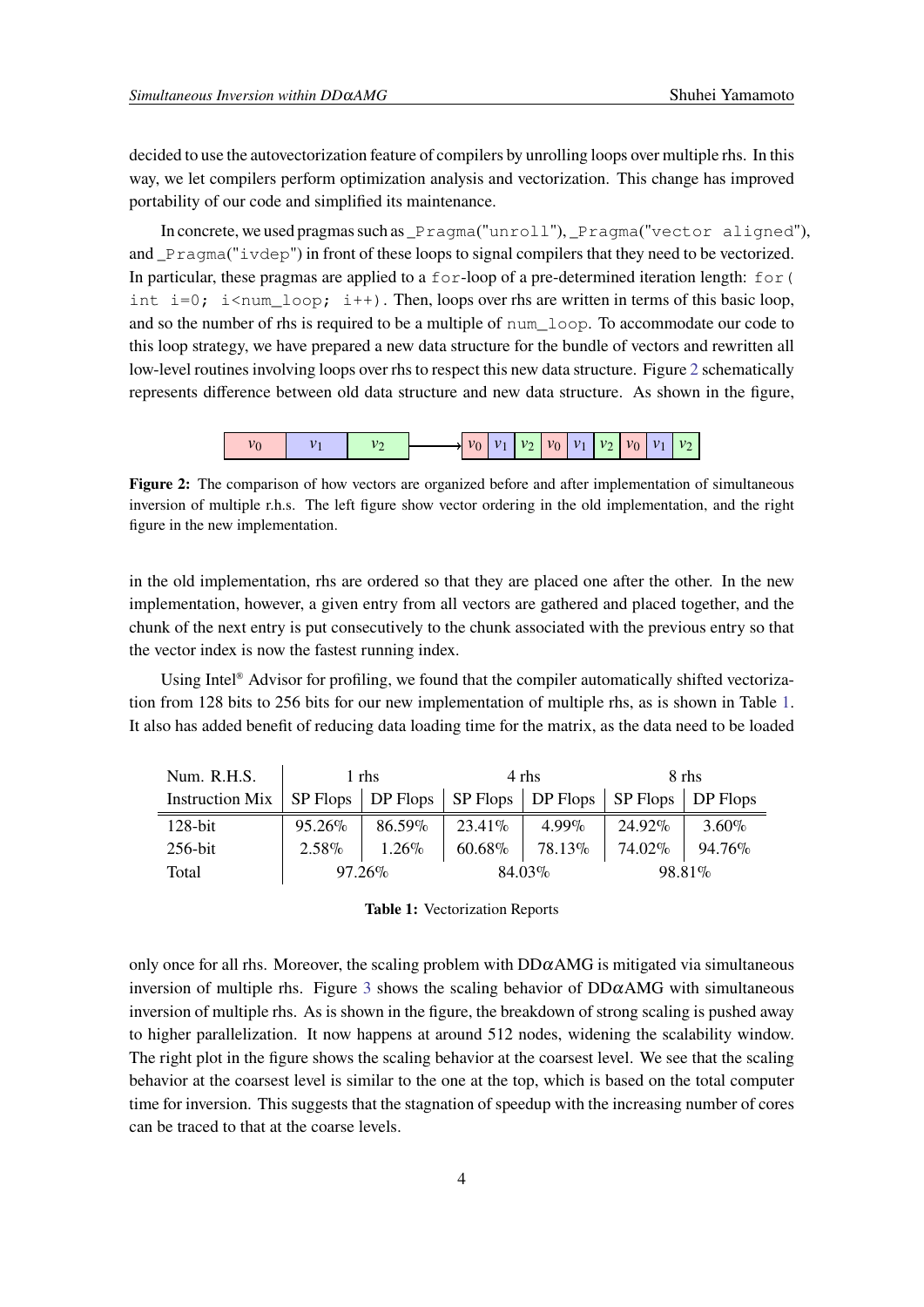decided to use the autovectorization feature of compilers by unrolling loops over multiple rhs. In this way, we let compilers perform optimization analysis and vectorization. This change has improved portability of our code and simplified its maintenance.

In concrete, we used pragmas such as `_Pragma("unroll")`, `_Pragma("vector aligned")`, and `_Pragma("ivdep")` in front of these loops to signal compilers that they need to be vectorized. In particular, these pragmas are applied to a `for`-loop of a pre-determined iteration length: `for( int i=0; i<num_loop; i++)`. Then, loops over rhs are written in terms of this basic loop, and so the number of rhs is required to be a multiple of `num_loop`. To accommodate our code to this loop strategy, we have prepared a new data structure for the bundle of vectors and rewritten all low-level routines involving loops over rhs to respect this new data structure. Figure 2 schematically represents difference between old data structure and new data structure. As shown in the figure,

| $v_0$ | $v_1$ | $v_2$ | → | $v_0$ | $v_1$ | $v_2$ | $v_0$ | $v_1$ | $v_2$ | $v_0$ | $v_1$ | $v_2$ |
|---|---|---|---|---|---|---|---|---|---|---|---|---|

**Figure 2:** The comparison of how vectors are organized before and after implementation of simultaneous inversion of multiple r.h.s. The left figure show vector ordering in the old implementation, and the right figure in the new implementation.

in the old implementation, rhs are ordered so that they are placed one after the other. In the new implementation, however, a given entry from all vectors are gathered and placed together, and the chunk of the next entry is put consecutively to the chunk associated with the previous entry so that the vector index is now the fastest running index.

Using Intel® Advisor for profiling, we found that the compiler automatically shifted vectorization from 128 bits to 256 bits for our new implementation of multiple rhs, as is shown in Table 1. It also has added benefit of reducing data loading time for the matrix, as the data need to be loaded

| Num. R.H.S. | 1 rhs | | 4 rhs | | 8 rhs | |
|---|---|---|---|---|---|---|
| Instruction Mix | SP Flops | DP Flops | SP Flops | DP Flops | SP Flops | DP Flops |
| 128-bit | 95.26% | 86.59% | 23.41% | 4.99% | 24.92% | 3.60% |
| 256-bit | 2.58% | 1.26% | 60.68% | 78.13% | 74.02% | 94.76% |
| Total | 97.26% | | 84.03% | | 98.81% | |

**Table 1:** Vectorization Reports

only once for all rhs. Moreover, the scaling problem with DD$\alpha$AMG is mitigated via simultaneous inversion of multiple rhs. Figure 3 shows the scaling behavior of DD$\alpha$AMG with simultaneous inversion of multiple rhs. As is shown in the figure, the breakdown of strong scaling is pushed away to higher parallelization. It now happens at around 512 nodes, widening the scalability window. The right plot in the figure shows the scaling behavior at the coarsest level. We see that the scaling behavior at the coarsest level is similar to the one at the top, which is based on the total computer time for inversion. This suggests that the stagnation of speedup with the increasing number of cores can be traced to that at the coarse levels.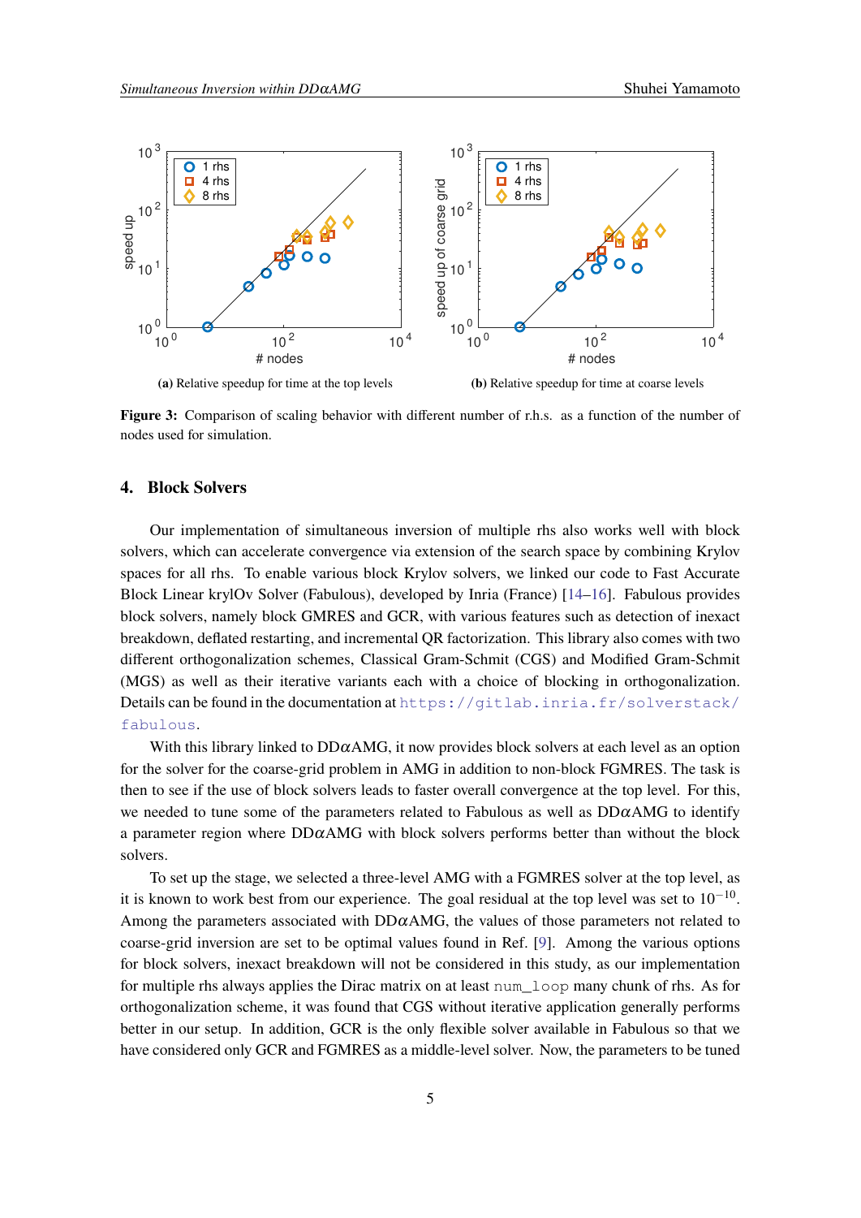(a) Relative speedup for time at the top levels

(b) Relative speedup for time at coarse levels

**Figure 3:** Comparison of scaling behavior with different number of r.h.s. as a function of the number of nodes used for simulation.

## 4. Block Solvers

Our implementation of simultaneous inversion of multiple rhs also works well with block solvers, which can accelerate convergence via extension of the search space by combining Krylov spaces for all rhs. To enable various block Krylov solvers, we linked our code to Fast Accurate Block Linear krylOv Solver (Fabulous), developed by Inria (France) [14–16]. Fabulous provides block solvers, namely block GMRES and GCR, with various features such as detection of inexact breakdown, deflated restarting, and incremental QR factorization. This library also comes with two different orthogonalization schemes, Classical Gram-Schmit (CGS) and Modified Gram-Schmit (MGS) as well as their iterative variants each with a choice of blocking in orthogonalization. Details can be found in the documentation at https://gitlab.inria.fr/solverstack/fabulous.

With this library linked to DD$\alpha$AMG, it now provides block solvers at each level as an option for the solver for the coarse-grid problem in AMG in addition to non-block FGMRES. The task is then to see if the use of block solvers leads to faster overall convergence at the top level. For this, we needed to tune some of the parameters related to Fabulous as well as DD$\alpha$AMG to identify a parameter region where DD$\alpha$AMG with block solvers performs better than without the block solvers.

To set up the stage, we selected a three-level AMG with a FGMRES solver at the top level, as it is known to work best from our experience. The goal residual at the top level was set to $10^{-10}$. Among the parameters associated with DD$\alpha$AMG, the values of those parameters not related to coarse-grid inversion are set to be optimal values found in Ref. [9]. Among the various options for block solvers, inexact breakdown will not be considered in this study, as our implementation for multiple rhs always applies the Dirac matrix on at least `num_loop` many chunk of rhs. As for orthogonalization scheme, it was found that CGS without iterative application generally performs better in our setup. In addition, GCR is the only flexible solver available in Fabulous so that we have considered only GCR and FGMRES as a middle-level solver. Now, the parameters to be tuned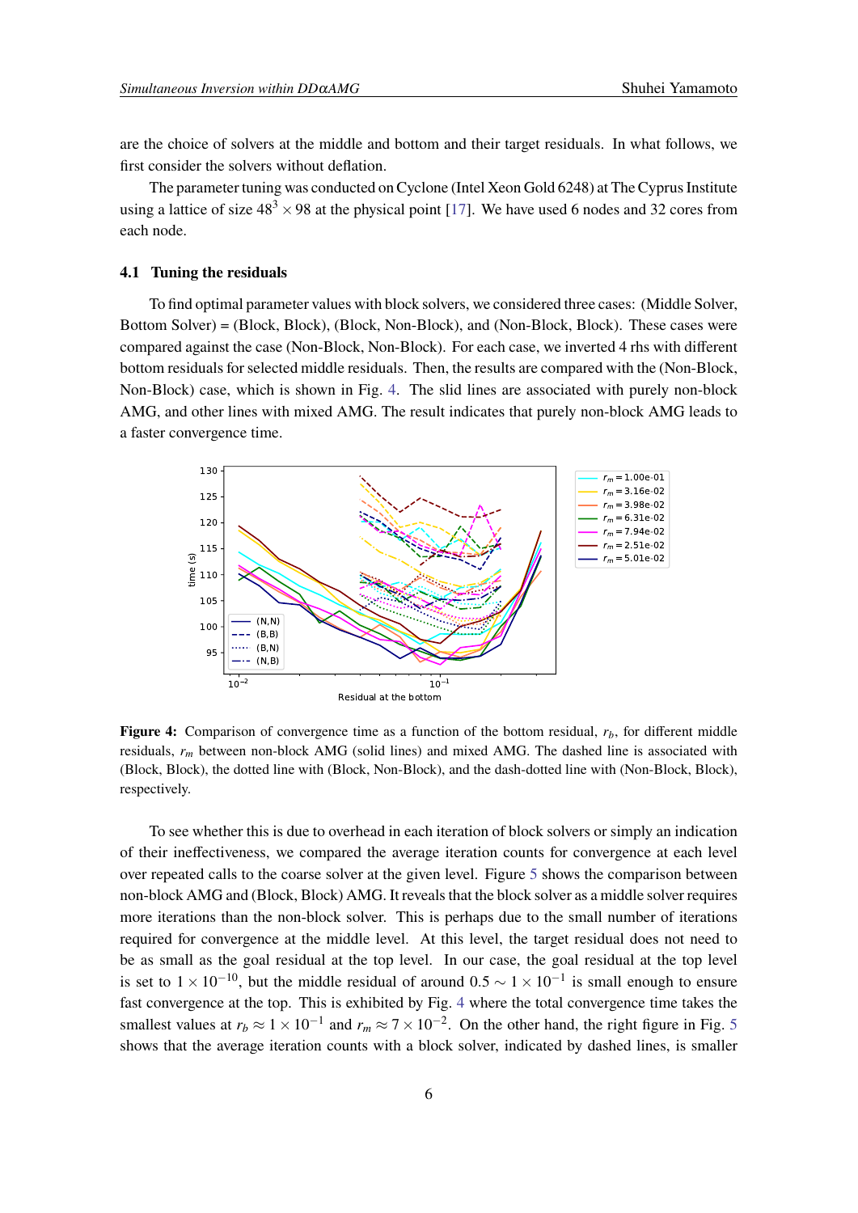are the choice of solvers at the middle and bottom and their target residuals. In what follows, we first consider the solvers without deflation.

The parameter tuning was conducted on Cyclone (Intel Xeon Gold 6248) at The Cyprus Institute using a lattice of size $48^3 \times 98$ at the physical point [17]. We have used 6 nodes and 32 cores from each node.

### 4.1 Tuning the residuals

To find optimal parameter values with block solvers, we considered three cases: (Middle Solver, Bottom Solver) = (Block, Block), (Block, Non-Block), and (Non-Block, Block). These cases were compared against the case (Non-Block, Non-Block). For each case, we inverted 4 rhs with different bottom residuals for selected middle residuals. Then, the results are compared with the (Non-Block, Non-Block) case, which is shown in Fig. 4. The slid lines are associated with purely non-block AMG, and other lines with mixed AMG. The result indicates that purely non-block AMG leads to a faster convergence time.

**Figure 4:** Comparison of convergence time as a function of the bottom residual, $r_b$, for different middle residuals, $r_m$ between non-block AMG (solid lines) and mixed AMG. The dashed line is associated with (Block, Block), the dotted line with (Block, Non-Block), and the dash-dotted line with (Non-Block, Block), respectively.

To see whether this is due to overhead in each iteration of block solvers or simply an indication of their ineffectiveness, we compared the average iteration counts for convergence at each level over repeated calls to the coarse solver at the given level. Figure 5 shows the comparison between non-block AMG and (Block, Block) AMG. It reveals that the block solver as a middle solver requires more iterations than the non-block solver. This is perhaps due to the small number of iterations required for convergence at the middle level. At this level, the target residual does not need to be as small as the goal residual at the top level. In our case, the goal residual at the top level is set to $1 \times 10^{-10}$, but the middle residual of around $0.5 \sim 1 \times 10^{-1}$ is small enough to ensure fast convergence at the top. This is exhibited by Fig. 4 where the total convergence time takes the smallest values at $r_b \approx 1 \times 10^{-1}$ and $r_m \approx 7 \times 10^{-2}$. On the other hand, the right figure in Fig. 5 shows that the average iteration counts with a block solver, indicated by dashed lines, is smaller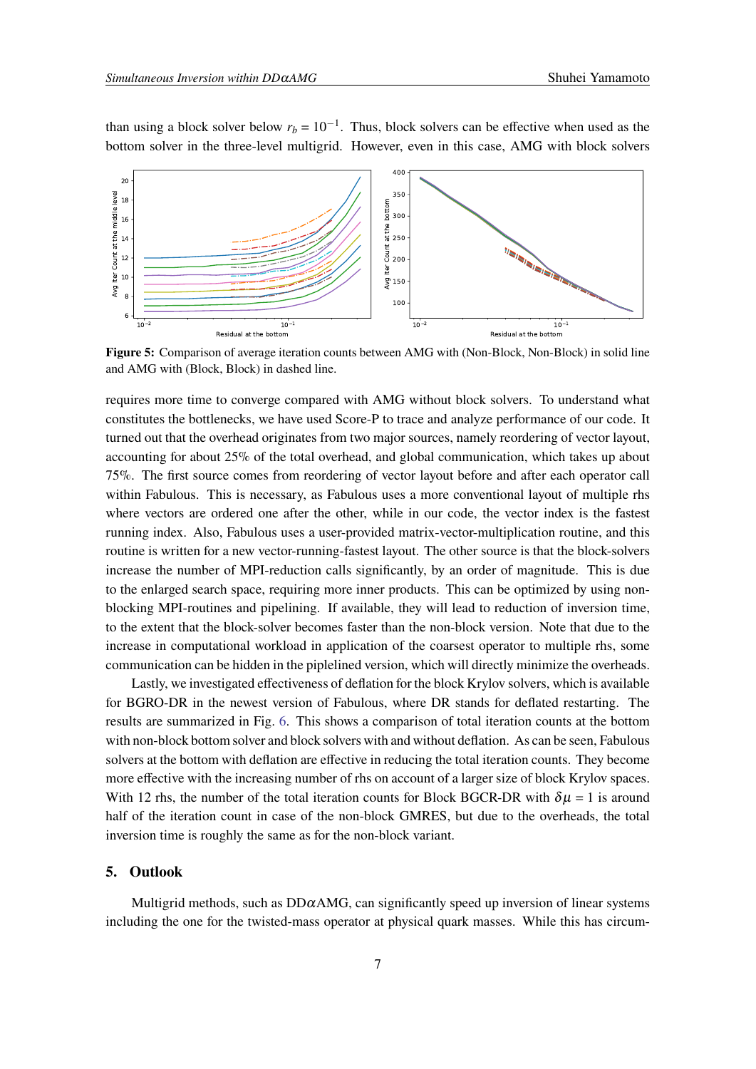than using a block solver below $r_b = 10^{-1}$. Thus, block solvers can be effective when used as the bottom solver in the three-level multigrid. However, even in this case, AMG with block solvers

**Figure 5:** Comparison of average iteration counts between AMG with (Non-Block, Non-Block) in solid line and AMG with (Block, Block) in dashed line.

requires more time to converge compared with AMG without block solvers. To understand what constitutes the bottlenecks, we have used Score-P to trace and analyze performance of our code. It turned out that the overhead originates from two major sources, namely reordering of vector layout, accounting for about 25% of the total overhead, and global communication, which takes up about 75%. The first source comes from reordering of vector layout before and after each operator call within Fabulous. This is necessary, as Fabulous uses a more conventional layout of multiple rhs where vectors are ordered one after the other, while in our code, the vector index is the fastest running index. Also, Fabulous uses a user-provided matrix-vector-multiplication routine, and this routine is written for a new vector-running-fastest layout. The other source is that the block-solvers increase the number of MPI-reduction calls significantly, by an order of magnitude. This is due to the enlarged search space, requiring more inner products. This can be optimized by using non-blocking MPI-routines and pipelining. If available, they will lead to reduction of inversion time, to the extent that the block-solver becomes faster than the non-block version. Note that due to the increase in computational workload in application of the coarsest operator to multiple rhs, some communication can be hidden in the piplelined version, which will directly minimize the overheads.

Lastly, we investigated effectiveness of deflation for the block Krylov solvers, which is available for BGRO-DR in the newest version of Fabulous, where DR stands for deflated restarting. The results are summarized in Fig. 6. This shows a comparison of total iteration counts at the bottom with non-block bottom solver and block solvers with and without deflation. As can be seen, Fabulous solvers at the bottom with deflation are effective in reducing the total iteration counts. They become more effective with the increasing number of rhs on account of a larger size of block Krylov spaces. With 12 rhs, the number of the total iteration counts for Block BGCR-DR with $\delta\mu = 1$ is around half of the iteration count in case of the non-block GMRES, but due to the overheads, the total inversion time is roughly the same as for the non-block variant.

## 5. Outlook

Multigrid methods, such as DD$\alpha$AMG, can significantly speed up inversion of linear systems including the one for the twisted-mass operator at physical quark masses. While this has circum-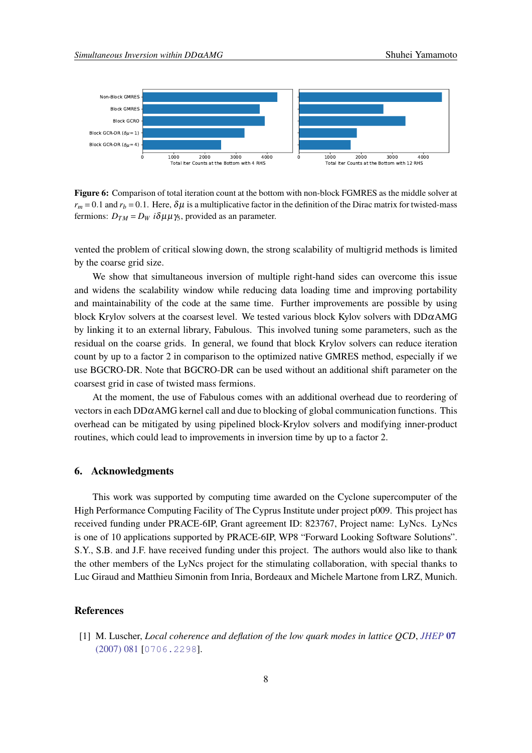**Figure 6:** Comparison of total iteration count at the bottom with non-block FGMRES as the middle solver at $r_m = 0.1$ and $r_b = 0.1$. Here, $\delta\mu$ is a multiplicative factor in the definition of the Dirac matrix for twisted-mass fermions: $D_{TM} = D_W \; i\delta\mu\mu\gamma_5$, provided as an parameter.

vented the problem of critical slowing down, the strong scalability of multigrid methods is limited by the coarse grid size.

We show that simultaneous inversion of multiple right-hand sides can overcome this issue and widens the scalability window while reducing data loading time and improving portability and maintainability of the code at the same time. Further improvements are possible by using block Krylov solvers at the coarsest level. We tested various block Kylov solvers with DD$\alpha$AMG by linking it to an external library, Fabulous. This involved tuning some parameters, such as the residual on the coarse grids. In general, we found that block Krylov solvers can reduce iteration count by up to a factor 2 in comparison to the optimized native GMRES method, especially if we use BGCRO-DR. Note that BGCRO-DR can be used without an additional shift parameter on the coarsest grid in case of twisted mass fermions.

At the moment, the use of Fabulous comes with an additional overhead due to reordering of vectors in each DD$\alpha$AMG kernel call and due to blocking of global communication functions. This overhead can be mitigated by using pipelined block-Krylov solvers and modifying inner-product routines, which could lead to improvements in inversion time by up to a factor 2.

## 6. Acknowledgments

This work was supported by computing time awarded on the Cyclone supercomputer of the High Performance Computing Facility of The Cyprus Institute under project p009. This project has received funding under PRACE-6IP, Grant agreement ID: 823767, Project name: LyNcs. LyNcs is one of 10 applications supported by PRACE-6IP, WP8 "Forward Looking Software Solutions". S.Y., S.B. and J.F. have received funding under this project. The authors would also like to thank the other members of the LyNcs project for the stimulating collaboration, with special thanks to Luc Giraud and Matthieu Simonin from Inria, Bordeaux and Michele Martone from LRZ, Munich.

## References

[1] M. Luscher, *Local coherence and deflation of the low quark modes in lattice QCD*, *JHEP* **07** (2007) 081 [0706.2298].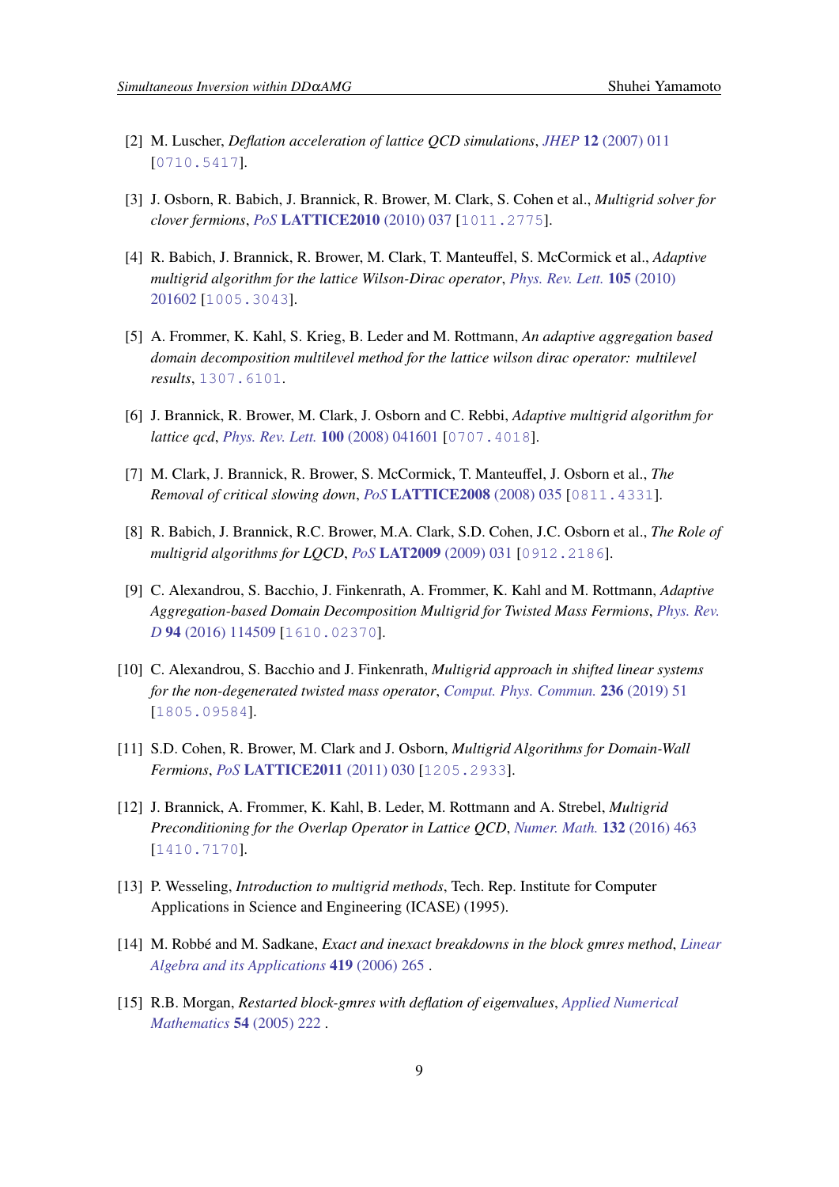[2] M. Luscher, *Deflation acceleration of lattice QCD simulations*, *JHEP* **12** (2007) 011 [0710.5417].

[3] J. Osborn, R. Babich, J. Brannick, R. Brower, M. Clark, S. Cohen et al., *Multigrid solver for clover fermions*, *PoS* **LATTICE2010** (2010) 037 [1011.2775].

[4] R. Babich, J. Brannick, R. Brower, M. Clark, T. Manteuffel, S. McCormick et al., *Adaptive multigrid algorithm for the lattice Wilson-Dirac operator*, *Phys. Rev. Lett.* **105** (2010) 201602 [1005.3043].

[5] A. Frommer, K. Kahl, S. Krieg, B. Leder and M. Rottmann, *An adaptive aggregation based domain decomposition multilevel method for the lattice wilson dirac operator: multilevel results*, 1307.6101.

[6] J. Brannick, R. Brower, M. Clark, J. Osborn and C. Rebbi, *Adaptive multigrid algorithm for lattice qcd*, *Phys. Rev. Lett.* **100** (2008) 041601 [0707.4018].

[7] M. Clark, J. Brannick, R. Brower, S. McCormick, T. Manteuffel, J. Osborn et al., *The Removal of critical slowing down*, *PoS* **LATTICE2008** (2008) 035 [0811.4331].

[8] R. Babich, J. Brannick, R.C. Brower, M.A. Clark, S.D. Cohen, J.C. Osborn et al., *The Role of multigrid algorithms for LQCD*, *PoS* **LAT2009** (2009) 031 [0912.2186].

[9] C. Alexandrou, S. Bacchio, J. Finkenrath, A. Frommer, K. Kahl and M. Rottmann, *Adaptive Aggregation-based Domain Decomposition Multigrid for Twisted Mass Fermions*, *Phys. Rev. D* **94** (2016) 114509 [1610.02370].

[10] C. Alexandrou, S. Bacchio and J. Finkenrath, *Multigrid approach in shifted linear systems for the non-degenerated twisted mass operator*, *Comput. Phys. Commun.* **236** (2019) 51 [1805.09584].

[11] S.D. Cohen, R. Brower, M. Clark and J. Osborn, *Multigrid Algorithms for Domain-Wall Fermions*, *PoS* **LATTICE2011** (2011) 030 [1205.2933].

[12] J. Brannick, A. Frommer, K. Kahl, B. Leder, M. Rottmann and A. Strebel, *Multigrid Preconditioning for the Overlap Operator in Lattice QCD*, *Numer. Math.* **132** (2016) 463 [1410.7170].

[13] P. Wesseling, *Introduction to multigrid methods*, Tech. Rep. Institute for Computer Applications in Science and Engineering (ICASE) (1995).

[14] M. Robbé and M. Sadkane, *Exact and inexact breakdowns in the block gmres method*, *Linear Algebra and its Applications* **419** (2006) 265 .

[15] R.B. Morgan, *Restarted block-gmres with deflation of eigenvalues*, *Applied Numerical Mathematics* **54** (2005) 222 .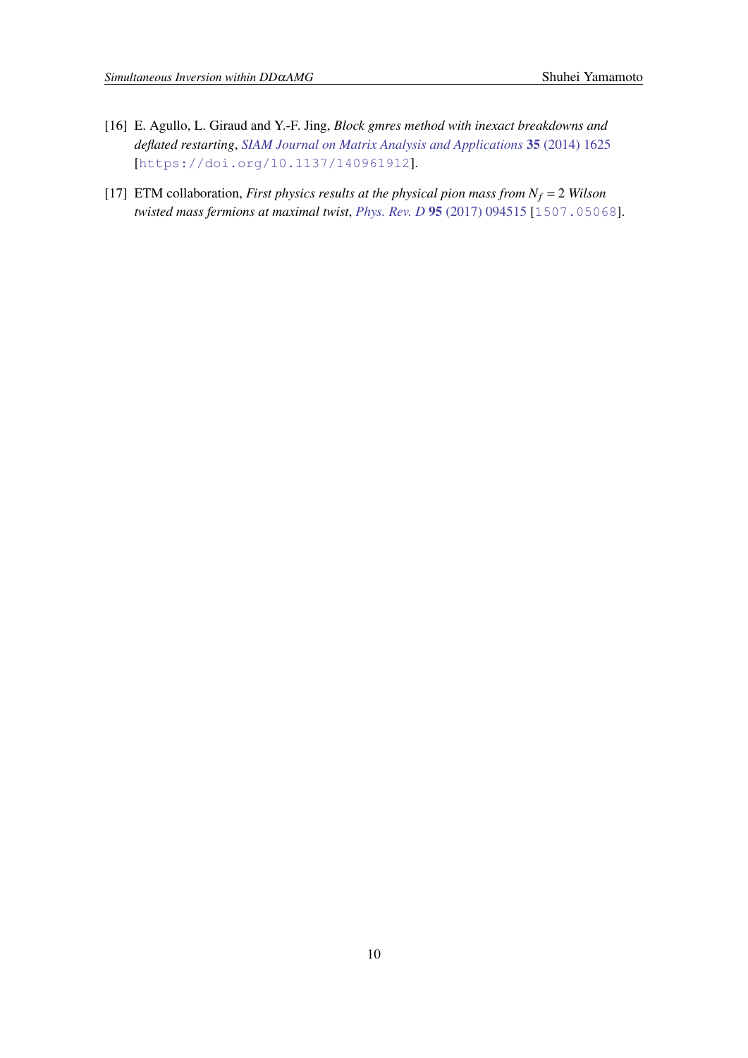[16] E. Agullo, L. Giraud and Y.-F. Jing, *Block gmres method with inexact breakdowns and deflated restarting*, *SIAM Journal on Matrix Analysis and Applications* **35** (2014) 1625 [https://doi.org/10.1137/140961912].

[17] ETM collaboration, *First physics results at the physical pion mass from $N_f = 2$ Wilson twisted mass fermions at maximal twist*, *Phys. Rev. D* **95** (2017) 094515 [1507.05068].